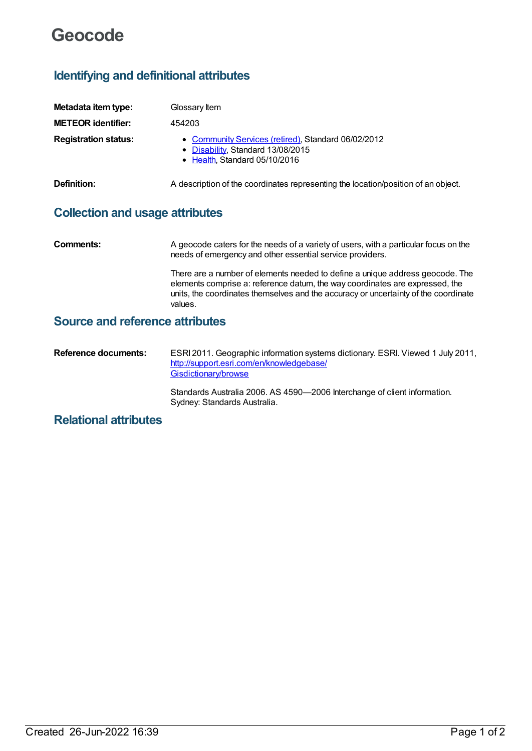# Geocode

## Identifying and definitional attributes

**Metadata item type:** Glossary Item

**METEOR identifier:** 454203

**Registration status:**

- Community Services (retired), Standard 06/02/2012
- Disability, Standard 13/08/2015
- Health, Standard 05/10/2016

**Definition:** A description of the coordinates representing the location/position of an object.

## Collection and usage attributes

**Comments:** A geocode caters for the needs of a variety of users, with a particular focus on the needs of emergency and other essential service providers.

There are a number of elements needed to define a unique address geocode. The elements comprise a: reference datum, the way coordinates are expressed, the units, the coordinates themselves and the accuracy or uncertainty of the coordinate values.

## Source and reference attributes

**Reference documents:** ESRI 2011. Geographic information systems dictionary. ESRI. Viewed 1 July 2011, http://support.esri.com/en/knowledgebase/Gisdictionary/browse

Standards Australia 2006. AS 4590—2006 Interchange of client information. Sydney: Standards Australia.

## Relational attributes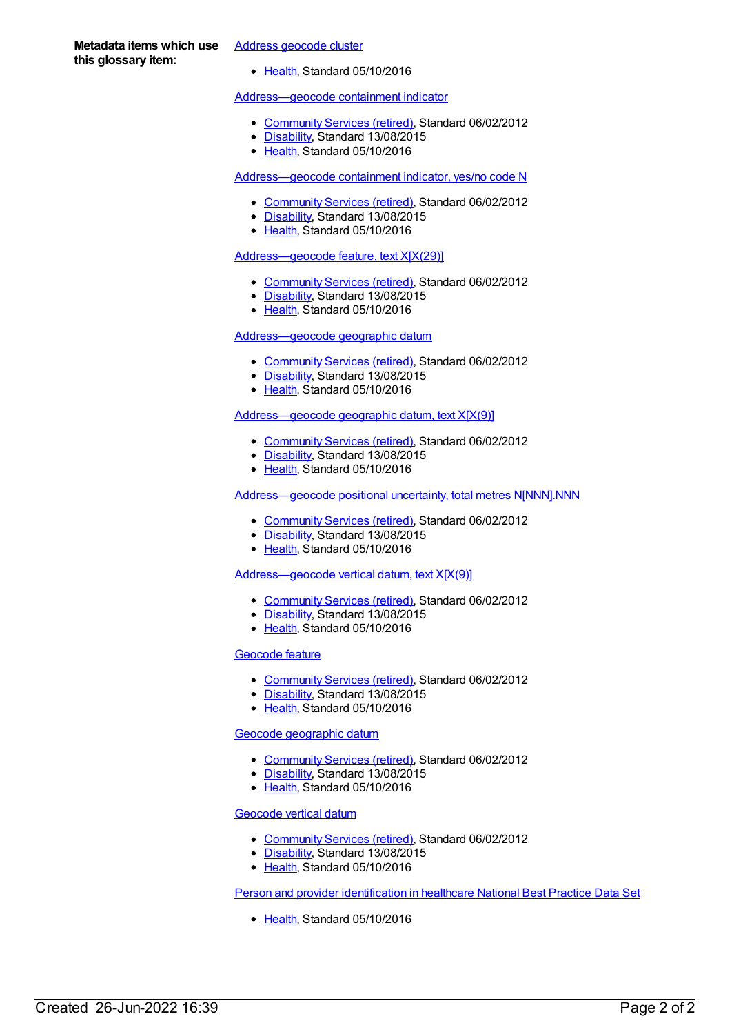**Metadata items which use this glossary item:**

Address geocode cluster

- Health, Standard 05/10/2016

Address—geocode containment indicator

- Community Services (retired), Standard 06/02/2012
- Disability, Standard 13/08/2015
- Health, Standard 05/10/2016

Address—geocode containment indicator, yes/no code N

- Community Services (retired), Standard 06/02/2012
- Disability, Standard 13/08/2015
- Health, Standard 05/10/2016

Address—geocode feature, text X[X(29)]

- Community Services (retired), Standard 06/02/2012
- Disability, Standard 13/08/2015
- Health, Standard 05/10/2016

Address—geocode geographic datum

- Community Services (retired), Standard 06/02/2012
- Disability, Standard 13/08/2015
- Health, Standard 05/10/2016

Address—geocode geographic datum, text X[X(9)]

- Community Services (retired), Standard 06/02/2012
- Disability, Standard 13/08/2015
- Health, Standard 05/10/2016

Address—geocode positional uncertainty, total metres N[NNN].NNN

- Community Services (retired), Standard 06/02/2012
- Disability, Standard 13/08/2015
- Health, Standard 05/10/2016

Address—geocode vertical datum, text X[X(9)]

- Community Services (retired), Standard 06/02/2012
- Disability, Standard 13/08/2015
- Health, Standard 05/10/2016

Geocode feature

- Community Services (retired), Standard 06/02/2012
- Disability, Standard 13/08/2015
- Health, Standard 05/10/2016

Geocode geographic datum

- Community Services (retired), Standard 06/02/2012
- Disability, Standard 13/08/2015
- Health, Standard 05/10/2016

Geocode vertical datum

- Community Services (retired), Standard 06/02/2012
- Disability, Standard 13/08/2015
- Health, Standard 05/10/2016

Person and provider identification in healthcare National Best Practice Data Set

- Health, Standard 05/10/2016